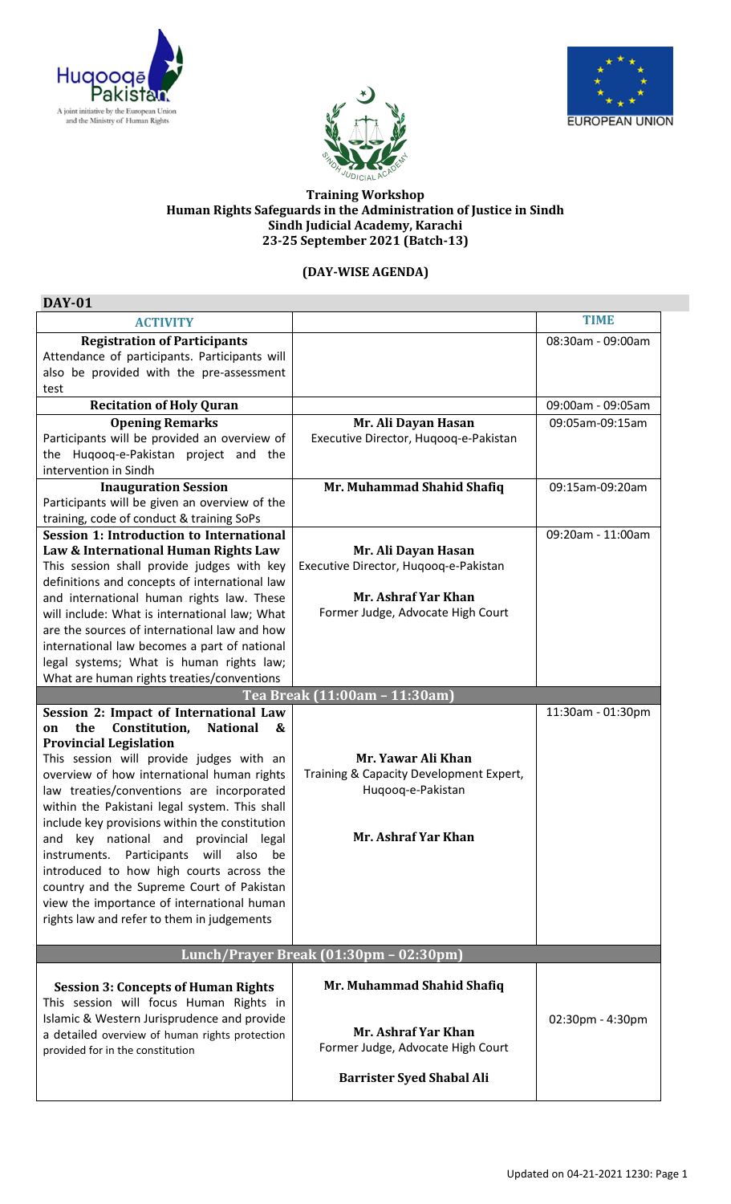**Training Workshop**
**Human Rights Safeguards in the Administration of Justice in Sindh**
**Sindh Judicial Academy, Karachi**
**23-25 September 2021 (Batch-13)**

**(DAY-WISE AGENDA)**

**DAY-01**

| ACTIVITY | | TIME |
|---|---|---|
| **Registration of Participants**<br>Attendance of participants. Participants will also be provided with the pre-assessment test | | 08:30am - 09:00am |
| **Recitation of Holy Quran** | | 09:00am - 09:05am |
| **Opening Remarks**<br>Participants will be provided an overview of the Huqooq-e-Pakistan project and the intervention in Sindh | **Mr. Ali Dayan Hasan**<br>Executive Director, Huqooq-e-Pakistan | 09:05am-09:15am |
| **Inauguration Session**<br>Participants will be given an overview of the training, code of conduct & training SoPs | **Mr. Muhammad Shahid Shafiq** | 09:15am-09:20am |
| **Session 1: Introduction to International Law & International Human Rights Law**<br>This session shall provide judges with key definitions and concepts of international law and international human rights law. These will include: What is international law; What are the sources of international law and how international law becomes a part of national legal systems; What is human rights law; What are human rights treaties/conventions | **Mr. Ali Dayan Hasan**<br>Executive Director, Huqooq-e-Pakistan<br><br>**Mr. Ashraf Yar Khan**<br>Former Judge, Advocate High Court | 09:20am - 11:00am |
| | **Tea Break (11:00am – 11:30am)** | |
| **Session 2: Impact of International Law on the Constitution, National & Provincial Legislation**<br>This session will provide judges with an overview of how international human rights law treaties/conventions are incorporated within the Pakistani legal system. This shall include key provisions within the constitution and key national and provincial legal instruments. Participants will also be introduced to how high courts across the country and the Supreme Court of Pakistan view the importance of international human rights law and refer to them in judgements | **Mr. Yawar Ali Khan**<br>Training & Capacity Development Expert, Huqooq-e-Pakistan<br><br>**Mr. Ashraf Yar Khan** | 11:30am - 01:30pm |
| | **Lunch/Prayer Break (01:30pm – 02:30pm)** | |
| **Session 3: Concepts of Human Rights**<br>This session will focus Human Rights in Islamic & Western Jurisprudence and provide a detailed overview of human rights protection provided for in the constitution | **Mr. Muhammad Shahid Shafiq**<br><br>**Mr. Ashraf Yar Khan**<br>Former Judge, Advocate High Court<br><br>**Barrister Syed Shabal Ali** | 02:30pm - 4:30pm |

Updated on 04-21-2021 1230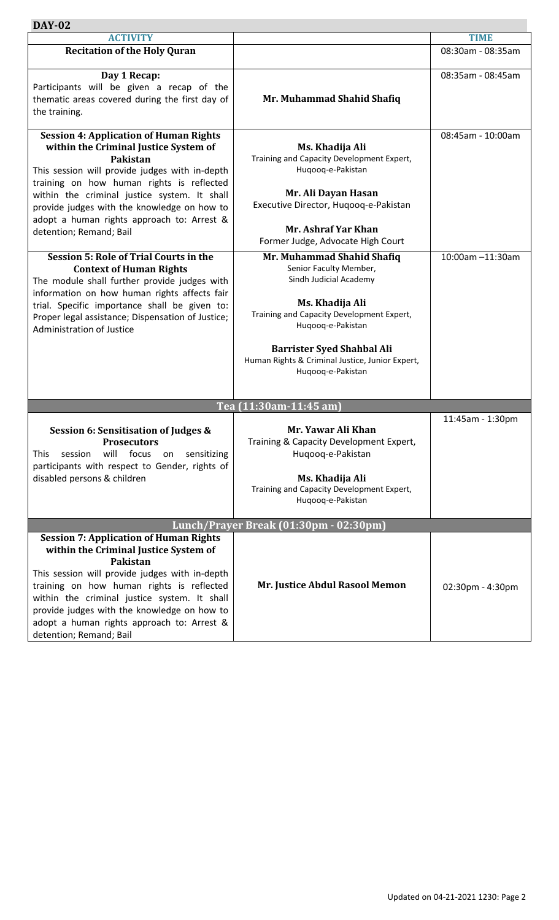## DAY-02

| ACTIVITY | | TIME |
|---|---|---|
| **Recitation of the Holy Quran** | | 08:30am - 08:35am |
| **Day 1 Recap:**<br>Participants will be given a recap of the thematic areas covered during the first day of the training. | **Mr. Muhammad Shahid Shafiq** | 08:35am - 08:45am |
| **Session 4: Application of Human Rights within the Criminal Justice System of Pakistan**<br>This session will provide judges with in-depth training on how human rights is reflected within the criminal justice system. It shall provide judges with the knowledge on how to adopt a human rights approach to: Arrest & detention; Remand; Bail | **Ms. Khadija Ali**<br>Training and Capacity Development Expert, Huqooq-e-Pakistan<br><br>**Mr. Ali Dayan Hasan**<br>Executive Director, Huqooq-e-Pakistan<br><br>**Mr. Ashraf Yar Khan**<br>Former Judge, Advocate High Court | 08:45am - 10:00am |
| **Session 5: Role of Trial Courts in the Context of Human Rights**<br>The module shall further provide judges with information on how human rights affects fair trial. Specific importance shall be given to: Proper legal assistance; Dispensation of Justice; Administration of Justice | **Mr. Muhammad Shahid Shafiq**<br>Senior Faculty Member, Sindh Judicial Academy<br><br>**Ms. Khadija Ali**<br>Training and Capacity Development Expert, Huqooq-e-Pakistan<br><br>**Barrister Syed Shahbal Ali**<br>Human Rights & Criminal Justice, Junior Expert, Huqooq-e-Pakistan | 10:00am –11:30am |
| | **Tea (11:30am-11:45 am)** | |
| **Session 6: Sensitisation of Judges & Prosecutors**<br>This session will focus on sensitizing participants with respect to Gender, rights of disabled persons & children | **Mr. Yawar Ali Khan**<br>Training & Capacity Development Expert, Huqooq-e-Pakistan<br><br>**Ms. Khadija Ali**<br>Training and Capacity Development Expert, Huqooq-e-Pakistan | 11:45am - 1:30pm |
| | **Lunch/Prayer Break (01:30pm - 02:30pm)** | |
| **Session 7: Application of Human Rights within the Criminal Justice System of Pakistan**<br>This session will provide judges with in-depth training on how human rights is reflected within the criminal justice system. It shall provide judges with the knowledge on how to adopt a human rights approach to: Arrest & detention; Remand; Bail | **Mr. Justice Abdul Rasool Memon** | 02:30pm - 4:30pm |

Updated on 04-21-2021 1230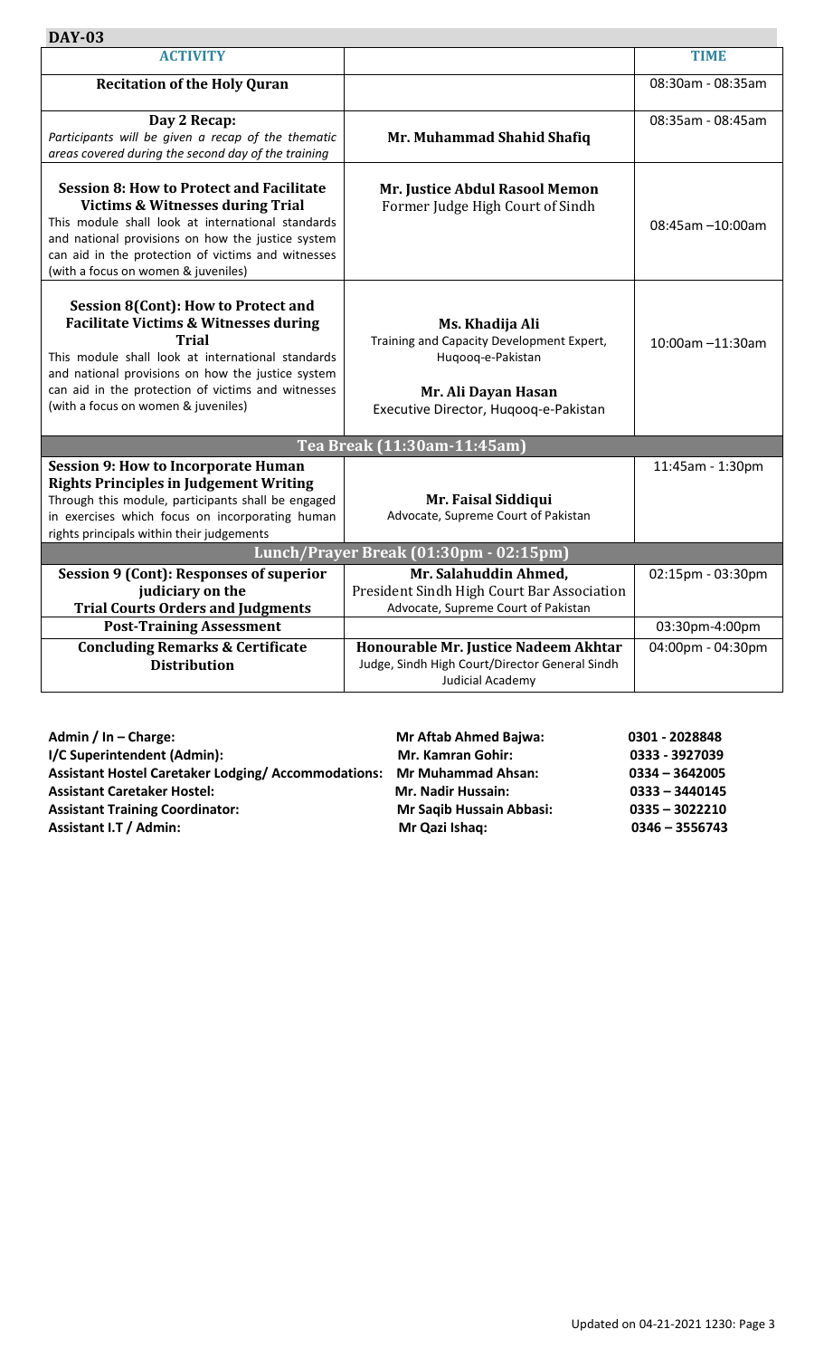## DAY-03

| ACTIVITY | | TIME |
|---|---|---|
| **Recitation of the Holy Quran** | | 08:30am - 08:35am |
| **Day 2 Recap:** *Participants will be given a recap of the thematic areas covered during the second day of the training* | **Mr. Muhammad Shahid Shafiq** | 08:35am - 08:45am |
| **Session 8: How to Protect and Facilitate Victims & Witnesses during Trial** This module shall look at international standards and national provisions on how the justice system can aid in the protection of victims and witnesses (with a focus on women & juveniles) | **Mr. Justice Abdul Rasool Memon** Former Judge High Court of Sindh | 08:45am –10:00am |
| **Session 8(Cont): How to Protect and Facilitate Victims & Witnesses during Trial** This module shall look at international standards and national provisions on how the justice system can aid in the protection of victims and witnesses (with a focus on women & juveniles) | **Ms. Khadija Ali** Training and Capacity Development Expert, Huqooq-e-Pakistan **Mr. Ali Dayan Hasan** Executive Director, Huqooq-e-Pakistan | 10:00am –11:30am |
| | **Tea Break (11:30am-11:45am)** | |
| **Session 9: How to Incorporate Human Rights Principles in Judgement Writing** Through this module, participants shall be engaged in exercises which focus on incorporating human rights principals within their judgements | **Mr. Faisal Siddiqui** Advocate, Supreme Court of Pakistan | 11:45am - 1:30pm |
| | **Lunch/Prayer Break (01:30pm - 02:15pm)** | |
| **Session 9 (Cont): Responses of superior judiciary on the Trial Courts Orders and Judgments** | **Mr. Salahuddin Ahmed,** President Sindh High Court Bar Association Advocate, Supreme Court of Pakistan | 02:15pm - 03:30pm |
| **Post-Training Assessment** | | 03:30pm-4:00pm |
| **Concluding Remarks & Certificate Distribution** | **Honourable Mr. Justice Nadeem Akhtar** Judge, Sindh High Court/Director General Sindh Judicial Academy | 04:00pm - 04:30pm |

| | | |
|---|---|---|
| **Admin / In – Charge:** | **Mr Aftab Ahmed Bajwa:** | **0301 - 2028848** |
| **I/C Superintendent (Admin):** | **Mr. Kamran Gohir:** | **0333 - 3927039** |
| **Assistant Hostel Caretaker Lodging/ Accommodations:** | **Mr Muhammad Ahsan:** | **0334 – 3642005** |
| **Assistant Caretaker Hostel:** | **Mr. Nadir Hussain:** | **0333 – 3440145** |
| **Assistant Training Coordinator:** | **Mr Saqib Hussain Abbasi:** | **0335 – 3022210** |
| **Assistant I.T / Admin:** | **Mr Qazi Ishaq:** | **0346 – 3556743** |

Updated on 04-21-2021 1230